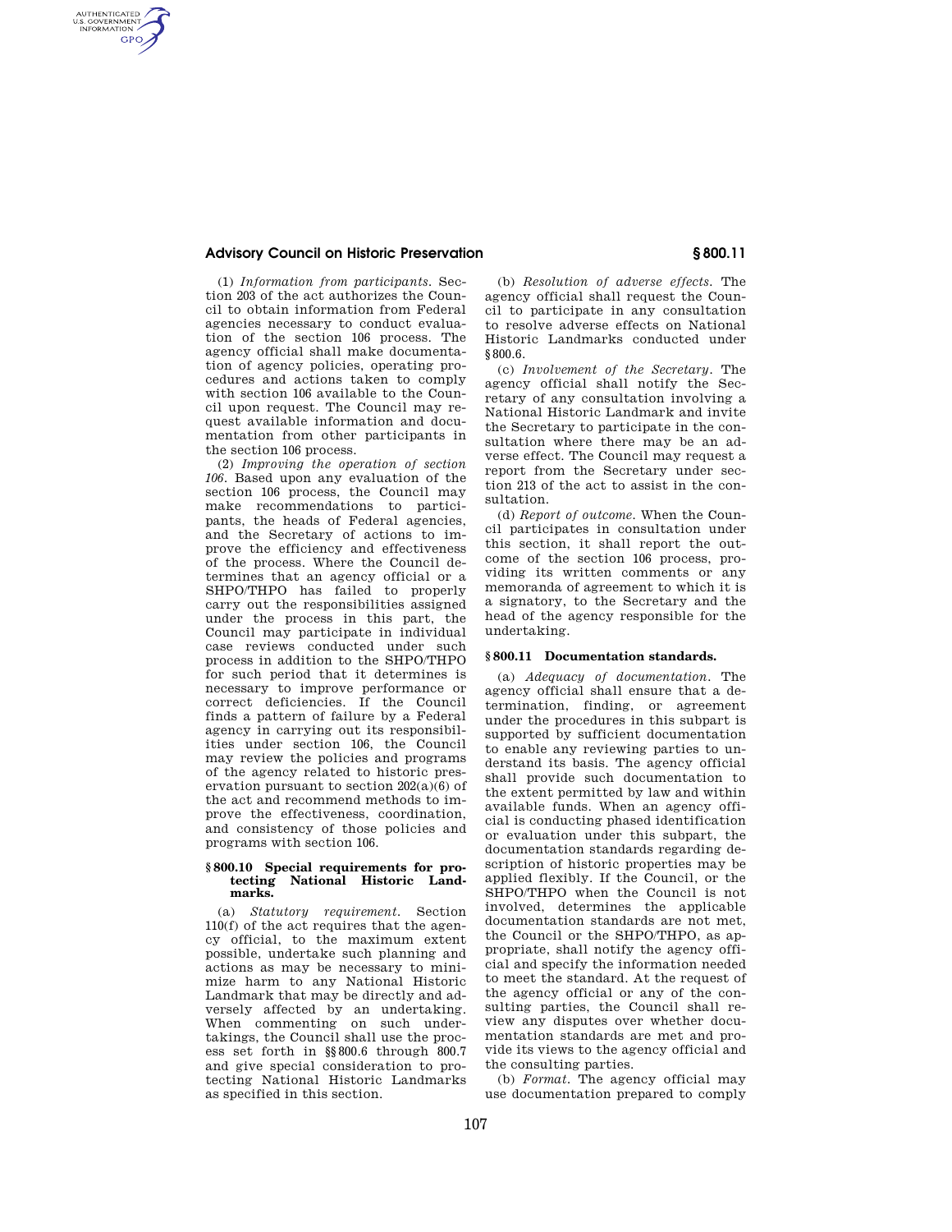(1) *Information from participants.* Section 203 of the act authorizes the Council to obtain information from Federal agencies necessary to conduct evaluation of the section 106 process. The agency official shall make documentation of agency policies, operating procedures and actions taken to comply with section 106 available to the Council upon request. The Council may request available information and documentation from other participants in the section 106 process.

(2) *Improving the operation of section 106.* Based upon any evaluation of the section 106 process, the Council may make recommendations to participants, the heads of Federal agencies, and the Secretary of actions to improve the efficiency and effectiveness of the process. Where the Council determines that an agency official or a SHPO/THPO has failed to properly carry out the responsibilities assigned under the process in this part, the Council may participate in individual case reviews conducted under such process in addition to the SHPO/THPO for such period that it determines is necessary to improve performance or correct deficiencies. If the Council finds a pattern of failure by a Federal agency in carrying out its responsibilities under section 106, the Council may review the policies and programs of the agency related to historic preservation pursuant to section 202(a)(6) of the act and recommend methods to improve the effectiveness, coordination, and consistency of those policies and programs with section 106.

### § 800.10 Special requirements for protecting National Historic Landmarks.

(a) *Statutory requirement.* Section 110(f) of the act requires that the agency official, to the maximum extent possible, undertake such planning and actions as may be necessary to minimize harm to any National Historic Landmark that may be directly and adversely affected by an undertaking. When commenting on such undertakings, the Council shall use the process set forth in §§ 800.6 through 800.7 and give special consideration to protecting National Historic Landmarks as specified in this section.

(b) *Resolution of adverse effects.* The agency official shall request the Council to participate in any consultation to resolve adverse effects on National Historic Landmarks conducted under § 800.6.

(c) *Involvement of the Secretary.* The agency official shall notify the Secretary of any consultation involving a National Historic Landmark and invite the Secretary to participate in the consultation where there may be an adverse effect. The Council may request a report from the Secretary under section 213 of the act to assist in the consultation.

(d) *Report of outcome.* When the Council participates in consultation under this section, it shall report the outcome of the section 106 process, providing its written comments or any memoranda of agreement to which it is a signatory, to the Secretary and the head of the agency responsible for the undertaking.

### § 800.11 Documentation standards.

(a) *Adequacy of documentation.* The agency official shall ensure that a determination, finding, or agreement under the procedures in this subpart is supported by sufficient documentation to enable any reviewing parties to understand its basis. The agency official shall provide such documentation to the extent permitted by law and within available funds. When an agency official is conducting phased identification or evaluation under this subpart, the documentation standards regarding description of historic properties may be applied flexibly. If the Council, or the SHPO/THPO when the Council is not involved, determines the applicable documentation standards are not met, the Council or the SHPO/THPO, as appropriate, shall notify the agency official and specify the information needed to meet the standard. At the request of the agency official or any of the consulting parties, the Council shall review any disputes over whether documentation standards are met and provide its views to the agency official and the consulting parties.

(b) *Format.* The agency official may use documentation prepared to comply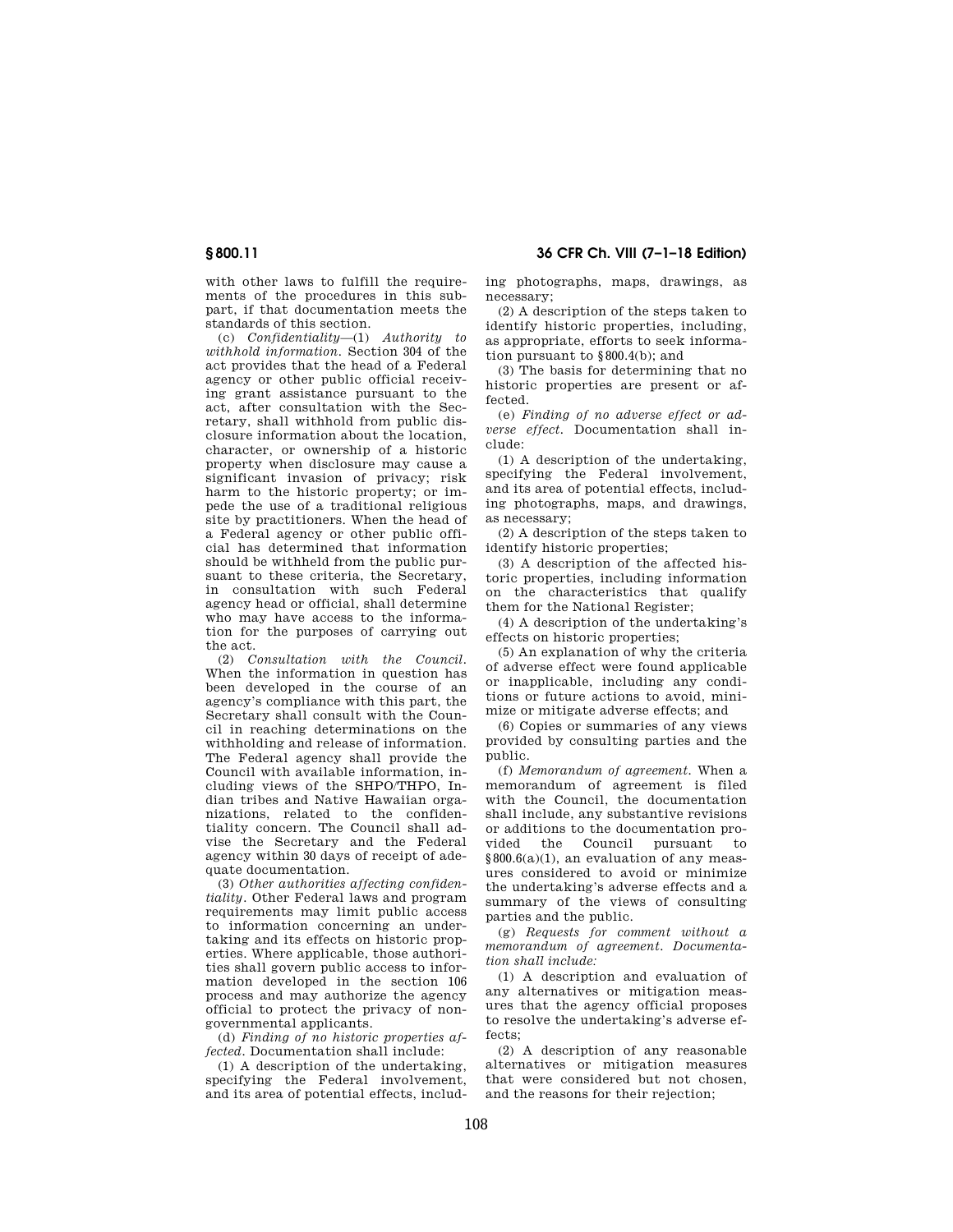with other laws to fulfill the requirements of the procedures in this subpart, if that documentation meets the standards of this section.

(c) *Confidentiality*—(1) *Authority to withhold information.* Section 304 of the act provides that the head of a Federal agency or other public official receiving grant assistance pursuant to the act, after consultation with the Secretary, shall withhold from public disclosure information about the location, character, or ownership of a historic property when disclosure may cause a significant invasion of privacy; risk harm to the historic property; or impede the use of a traditional religious site by practitioners. When the head of a Federal agency or other public official has determined that information should be withheld from the public pursuant to these criteria, the Secretary, in consultation with such Federal agency head or official, shall determine who may have access to the information for the purposes of carrying out the act.

(2) *Consultation with the Council.* When the information in question has been developed in the course of an agency's compliance with this part, the Secretary shall consult with the Council in reaching determinations on the withholding and release of information. The Federal agency shall provide the Council with available information, including views of the SHPO/THPO, Indian tribes and Native Hawaiian organizations, related to the confidentiality concern. The Council shall advise the Secretary and the Federal agency within 30 days of receipt of adequate documentation.

(3) *Other authorities affecting confidentiality.* Other Federal laws and program requirements may limit public access to information concerning an undertaking and its effects on historic properties. Where applicable, those authorities shall govern public access to information developed in the section 106 process and may authorize the agency official to protect the privacy of nongovernmental applicants.

(d) *Finding of no historic properties affected.* Documentation shall include:

(1) A description of the undertaking, specifying the Federal involvement, and its area of potential effects, including photographs, maps, drawings, as necessary;

(2) A description of the steps taken to identify historic properties, including, as appropriate, efforts to seek information pursuant to §800.4(b); and

(3) The basis for determining that no historic properties are present or affected.

(e) *Finding of no adverse effect or adverse effect.* Documentation shall include:

(1) A description of the undertaking, specifying the Federal involvement, and its area of potential effects, including photographs, maps, and drawings, as necessary;

(2) A description of the steps taken to identify historic properties;

(3) A description of the affected historic properties, including information on the characteristics that qualify them for the National Register;

(4) A description of the undertaking's effects on historic properties;

(5) An explanation of why the criteria of adverse effect were found applicable or inapplicable, including any conditions or future actions to avoid, minimize or mitigate adverse effects; and

(6) Copies or summaries of any views provided by consulting parties and the public.

(f) *Memorandum of agreement.* When a memorandum of agreement is filed with the Council, the documentation shall include, any substantive revisions or additions to the documentation provided the Council pursuant to §800.6(a)(1), an evaluation of any measures considered to avoid or minimize the undertaking's adverse effects and a summary of the views of consulting parties and the public.

(g) *Requests for comment without a memorandum of agreement. Documentation shall include:*

(1) A description and evaluation of any alternatives or mitigation measures that the agency official proposes to resolve the undertaking's adverse effects;

(2) A description of any reasonable alternatives or mitigation measures that were considered but not chosen, and the reasons for their rejection;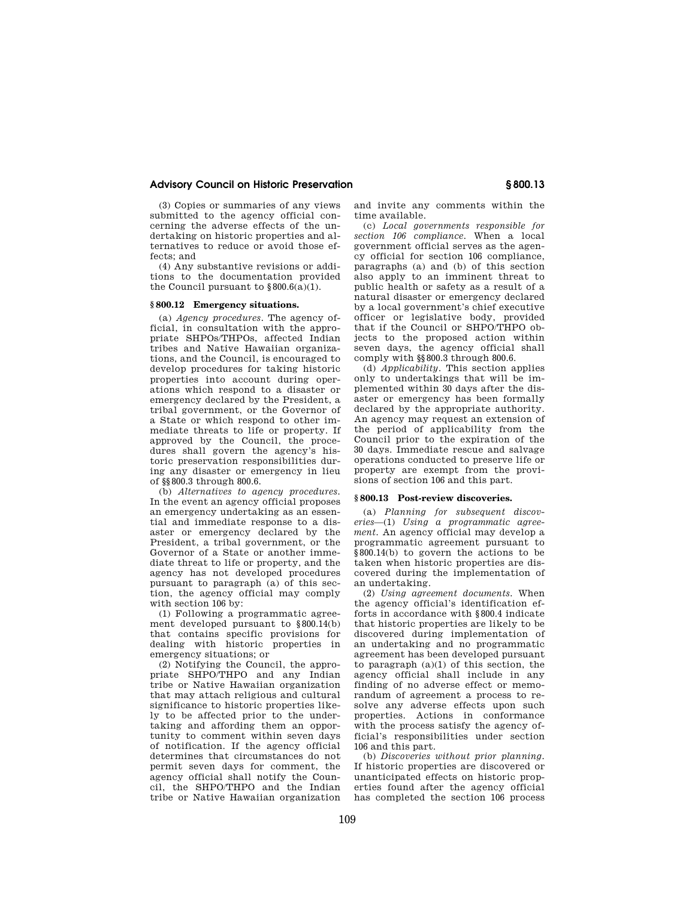(3) Copies or summaries of any views submitted to the agency official concerning the adverse effects of the undertaking on historic properties and alternatives to reduce or avoid those effects; and

(4) Any substantive revisions or additions to the documentation provided the Council pursuant to §800.6(a)(1).

### § 800.12 Emergency situations.

(a) *Agency procedures.* The agency official, in consultation with the appropriate SHPOs/THPOs, affected Indian tribes and Native Hawaiian organizations, and the Council, is encouraged to develop procedures for taking historic properties into account during operations which respond to a disaster or emergency declared by the President, a tribal government, or the Governor of a State or which respond to other immediate threats to life or property. If approved by the Council, the procedures shall govern the agency's historic preservation responsibilities during any disaster or emergency in lieu of §§800.3 through 800.6.

(b) *Alternatives to agency procedures.* In the event an agency official proposes an emergency undertaking as an essential and immediate response to a disaster or emergency declared by the President, a tribal government, or the Governor of a State or another immediate threat to life or property, and the agency has not developed procedures pursuant to paragraph (a) of this section, the agency official may comply with section 106 by:

(1) Following a programmatic agreement developed pursuant to §800.14(b) that contains specific provisions for dealing with historic properties in emergency situations; or

(2) Notifying the Council, the appropriate SHPO/THPO and any Indian tribe or Native Hawaiian organization that may attach religious and cultural significance to historic properties likely to be affected prior to the undertaking and affording them an opportunity to comment within seven days of notification. If the agency official determines that circumstances do not permit seven days for comment, the agency official shall notify the Council, the SHPO/THPO and the Indian tribe or Native Hawaiian organization and invite any comments within the time available.

(c) *Local governments responsible for section 106 compliance.* When a local government official serves as the agency official for section 106 compliance, paragraphs (a) and (b) of this section also apply to an imminent threat to public health or safety as a result of a natural disaster or emergency declared by a local government's chief executive officer or legislative body, provided that if the Council or SHPO/THPO objects to the proposed action within seven days, the agency official shall comply with §§800.3 through 800.6.

(d) *Applicability.* This section applies only to undertakings that will be implemented within 30 days after the disaster or emergency has been formally declared by the appropriate authority. An agency may request an extension of the period of applicability from the Council prior to the expiration of the 30 days. Immediate rescue and salvage operations conducted to preserve life or property are exempt from the provisions of section 106 and this part.

### § 800.13 Post-review discoveries.

(a) *Planning for subsequent discoveries*—(1) *Using a programmatic agreement.* An agency official may develop a programmatic agreement pursuant to §800.14(b) to govern the actions to be taken when historic properties are discovered during the implementation of an undertaking.

(2) *Using agreement documents.* When the agency official's identification efforts in accordance with §800.4 indicate that historic properties are likely to be discovered during implementation of an undertaking and no programmatic agreement has been developed pursuant to paragraph (a)(1) of this section, the agency official shall include in any finding of no adverse effect or memorandum of agreement a process to resolve any adverse effects upon such properties. Actions in conformance with the process satisfy the agency official's responsibilities under section 106 and this part.

(b) *Discoveries without prior planning.* If historic properties are discovered or unanticipated effects on historic properties found after the agency official has completed the section 106 process